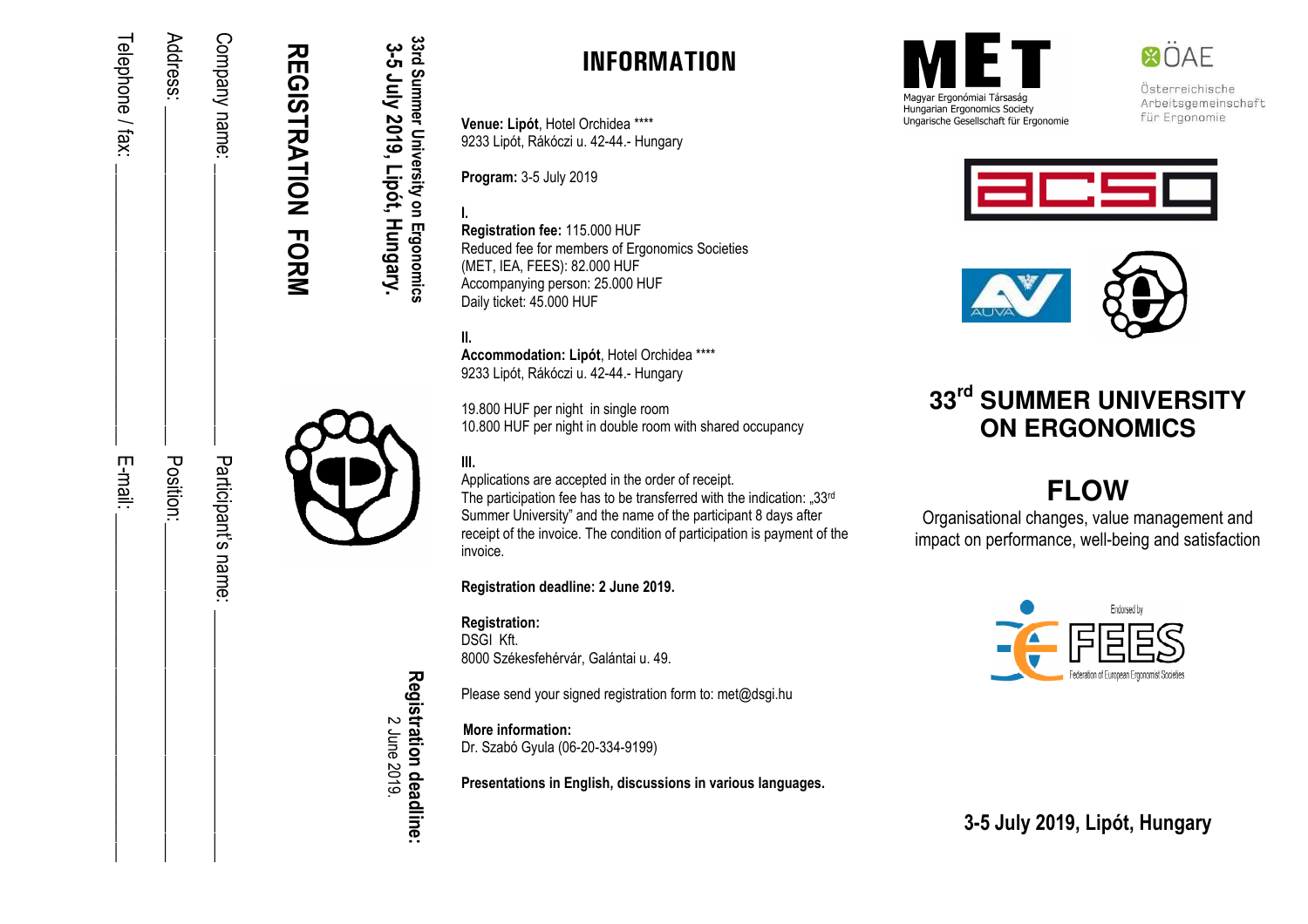## REGISTRATION FORM

**33rd Summer University on Ergonomics**
**3-5 July 2019, Lipót, Hungary.**

Company name: ____________________ Participant's name: ____________________

Address: ____________________ Position: ____________________

Telephone / fax: ____________________ E-mail: ____________________

**Registration deadline:**
2 June 2019.

# INFORMATION

**Venue: Lipót**, Hotel Orchidea ****
9233 Lipót, Rákóczi u. 42-44.- Hungary

**Program:** 3-5 July 2019

**I.**
**Registration fee:** 115.000 HUF
Reduced fee for members of Ergonomics Societies
(MET, IEA, FEES): 82.000 HUF
Accompanying person: 25.000 HUF
Daily ticket: 45.000 HUF

**II.**
**Accommodation: Lipót**, Hotel Orchidea ****
9233 Lipót, Rákóczi u. 42-44.- Hungary

19.800 HUF per night in single room
10.800 HUF per night in double room with shared occupancy

**III.**
Applications are accepted in the order of receipt.
The participation fee has to be transferred with the indication: „33rd Summer University" and the name of the participant 8 days after receipt of the invoice. The condition of participation is payment of the invoice.

**Registration deadline: 2 June 2019.**

**Registration:**
DSGI Kft.
8000 Székesfehérvár, Galántai u. 49.

Please send your signed registration form to: met@dsgi.hu

**More information:**
Dr. Szabó Gyula (06-20-334-9199)

**Presentations in English, discussions in various languages.**

MET
Magyar Ergonómiai Társaság
Hungarian Ergonomics Society
Ungarische Gesellschaft für Ergonomie

ÖAE
Österreichische Arbeitsgemeinschaft für Ergonomie

acsg

AUVA

# 33rd SUMMER UNIVERSITY ON ERGONOMICS

## FLOW

Organisational changes, value management and impact on performance, well-being and satisfaction

Endorsed by FEES
Federation of European Ergonomist Societies

**3-5 July 2019, Lipót, Hungary**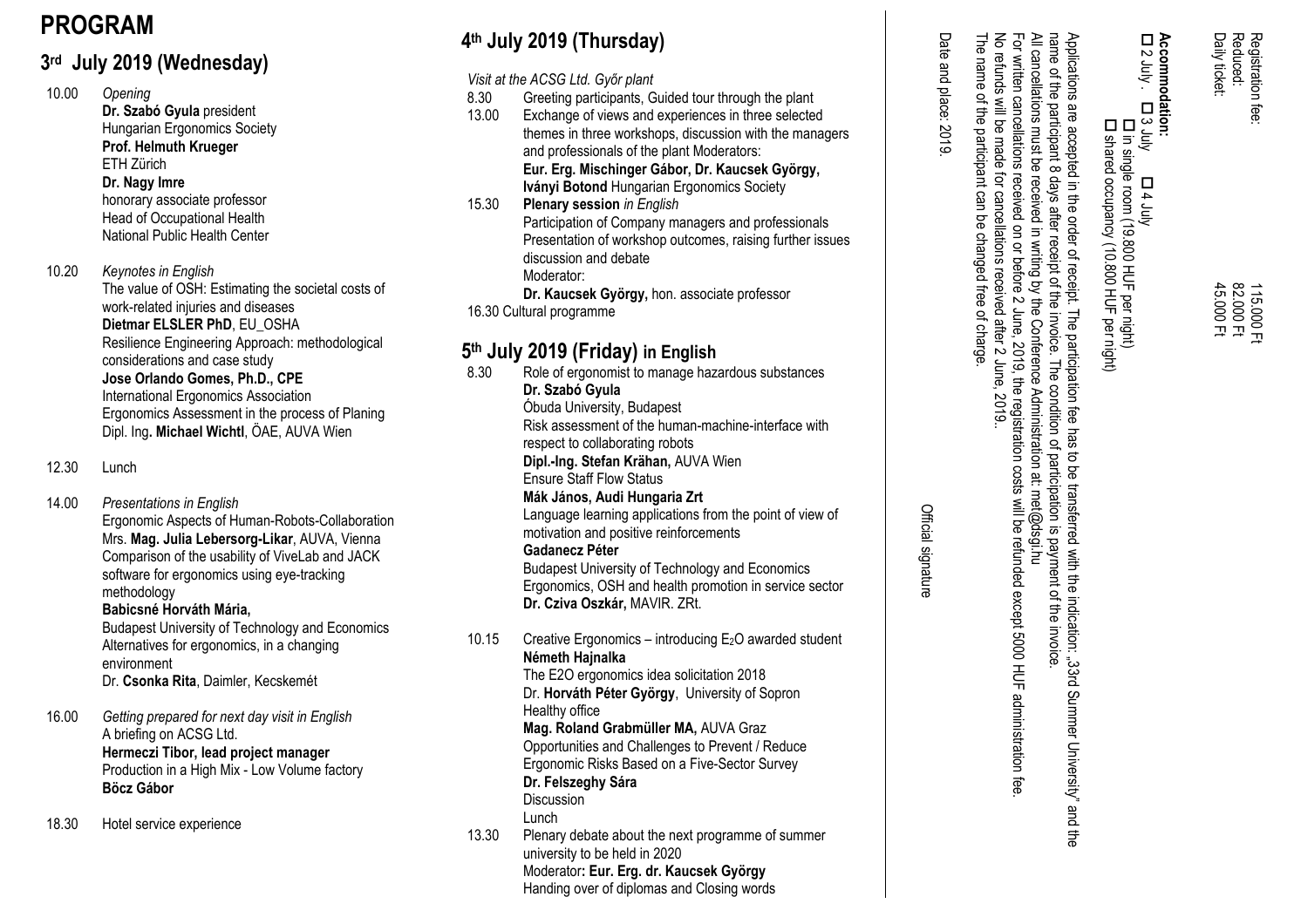# PROGRAM

## 3rd July 2019 (Wednesday)

10.00 *Opening*
**Dr. Szabó Gyula** president
Hungarian Ergonomics Society
**Prof. Helmuth Krueger**
ETH Zürich
**Dr. Nagy Imre**
honorary associate professor
Head of Occupational Health
National Public Health Center

10.20 *Keynotes in English*
The value of OSH: Estimating the societal costs of work-related injuries and diseases
**Dietmar ELSLER PhD**, EU_OSHA
Resilience Engineering Approach: methodological considerations and case study
**Jose Orlando Gomes, Ph.D., CPE**
International Ergonomics Association
Ergonomics Assessment in the process of Planing
Dipl. Ing**. Michael Wichtl**, ÖAE, AUVA Wien

12.30 Lunch

14.00 *Presentations in English*
Ergonomic Aspects of Human-Robots-Collaboration
Mrs. **Mag. Julia Lebersorg-Likar**, AUVA, Vienna
Comparison of the usability of ViveLab and JACK software for ergonomics using eye-tracking methodology
**Babicsné Horváth Mária,**
Budapest University of Technology and Economics
Alternatives for ergonomics, in a changing environment
Dr. **Csonka Rita**, Daimler, Kecskemét

16.00 *Getting prepared for next day visit in English*
A briefing on ACSG Ltd.
**Hermeczi Tibor, lead project manager**
Production in a High Mix - Low Volume factory
**Böcz Gábor**

18.30 Hotel service experience

## 4th July 2019 (Thursday)

*Visit at the ACSG Ltd. Győr plant*

8.30 Greeting participants, Guided tour through the plant

13.00 Exchange of views and experiences in three selected themes in three workshops, discussion with the managers and professionals of the plant Moderators:
**Eur. Erg. Mischinger Gábor, Dr. Kaucsek György, Iványi Botond** Hungarian Ergonomics Society

15.30 **Plenary session** *in English*
Participation of Company managers and professionals
Presentation of workshop outcomes, raising further issues discussion and debate
Moderator:
**Dr. Kaucsek György,** hon. associate professor

16.30 Cultural programme

## 5th July 2019 (Friday) in English

8.30 Role of ergonomist to manage hazardous substances
**Dr. Szabó Gyula**
Óbuda University, Budapest
Risk assessment of the human-machine-interface with respect to collaborating robots
**Dipl.-Ing. Stefan Krähan,** AUVA Wien
Ensure Staff Flow Status
**Mák János, Audi Hungaria Zrt**
Language learning applications from the point of view of motivation and positive reinforcements
**Gadanecz Péter**
Budapest University of Technology and Economics
Ergonomics, OSH and health promotion in service sector
**Dr. Cziva Oszkár,** MAVIR. ZRt.

10.15 Creative Ergonomics – introducing $E_2O$ awarded student
**Németh Hajnalka**
The E2O ergonomics idea solicitation 2018
Dr. **Horváth Péter György**, University of Sopron
Healthy office
**Mag. Roland Grabmüller MA,** AUVA Graz
Opportunities and Challenges to Prevent / Reduce Ergonomic Risks Based on a Five-Sector Survey
**Dr. Felszeghy Sára**
Discussion
Lunch

13.30 Plenary debate about the next programme of summer university to be held in 2020
Moderator**: Eur. Erg. dr. Kaucsek György**
Handing over of diplomas and Closing words

---

Registration fee: 115.000 Ft
Reduced: 82.000 Ft
Daily ticket: 45.000 Ft

**Accommodation:**
☐ 2 July ☐ 3 July ☐ 4 July
☐ in single room (19.800 HUF per night)
☐ shared occupancy (10.800 HUF per night)

Applications are accepted in the order of receipt. The participation fee has to be transferred with the indication: „33rd Summer University" and the name of the participant 8 days after receipt of the invoice. The condition of participation is payment of the invoice.
All cancellations must be received in writing by the Conference Administration at: met@dsgi.hu
For written cancellations received on or before 2 June, 2019, the registration costs will be refunded except 5000 HUF administration fee.
No refunds will be made for cancellations received after 2 June, 2019..
The name of the participant can be changed free of charge.

Date and place: 2019.

Official signature